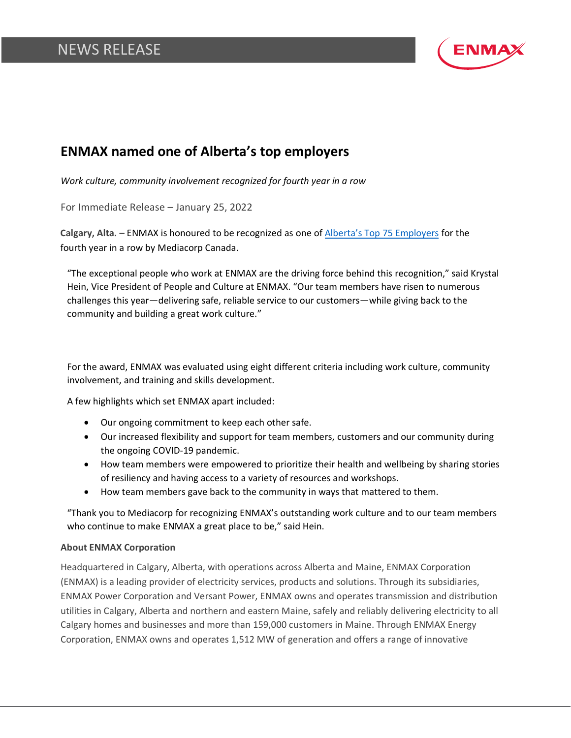NEWS RELEASE

# ENMAX named one of Alberta's top employers

*Work culture, community involvement recognized for fourth year in a row*

For Immediate Release – January 25, 2022

**Calgary, Alta. –** ENMAX is honoured to be recognized as one of [Alberta's Top 75 Employers] for the fourth year in a row by Mediacorp Canada.

"The exceptional people who work at ENMAX are the driving force behind this recognition," said Krystal Hein, Vice President of People and Culture at ENMAX. "Our team members have risen to numerous challenges this year—delivering safe, reliable service to our customers—while giving back to the community and building a great work culture."

For the award, ENMAX was evaluated using eight different criteria including work culture, community involvement, and training and skills development.

A few highlights which set ENMAX apart included:

- Our ongoing commitment to keep each other safe.
- Our increased flexibility and support for team members, customers and our community during the ongoing COVID-19 pandemic.
- How team members were empowered to prioritize their health and wellbeing by sharing stories of resiliency and having access to a variety of resources and workshops.
- How team members gave back to the community in ways that mattered to them.

"Thank you to Mediacorp for recognizing ENMAX's outstanding work culture and to our team members who continue to make ENMAX a great place to be," said Hein.

**About ENMAX Corporation**

Headquartered in Calgary, Alberta, with operations across Alberta and Maine, ENMAX Corporation (ENMAX) is a leading provider of electricity services, products and solutions. Through its subsidiaries, ENMAX Power Corporation and Versant Power, ENMAX owns and operates transmission and distribution utilities in Calgary, Alberta and northern and eastern Maine, safely and reliably delivering electricity to all Calgary homes and businesses and more than 159,000 customers in Maine. Through ENMAX Energy Corporation, ENMAX owns and operates 1,512 MW of generation and offers a range of innovative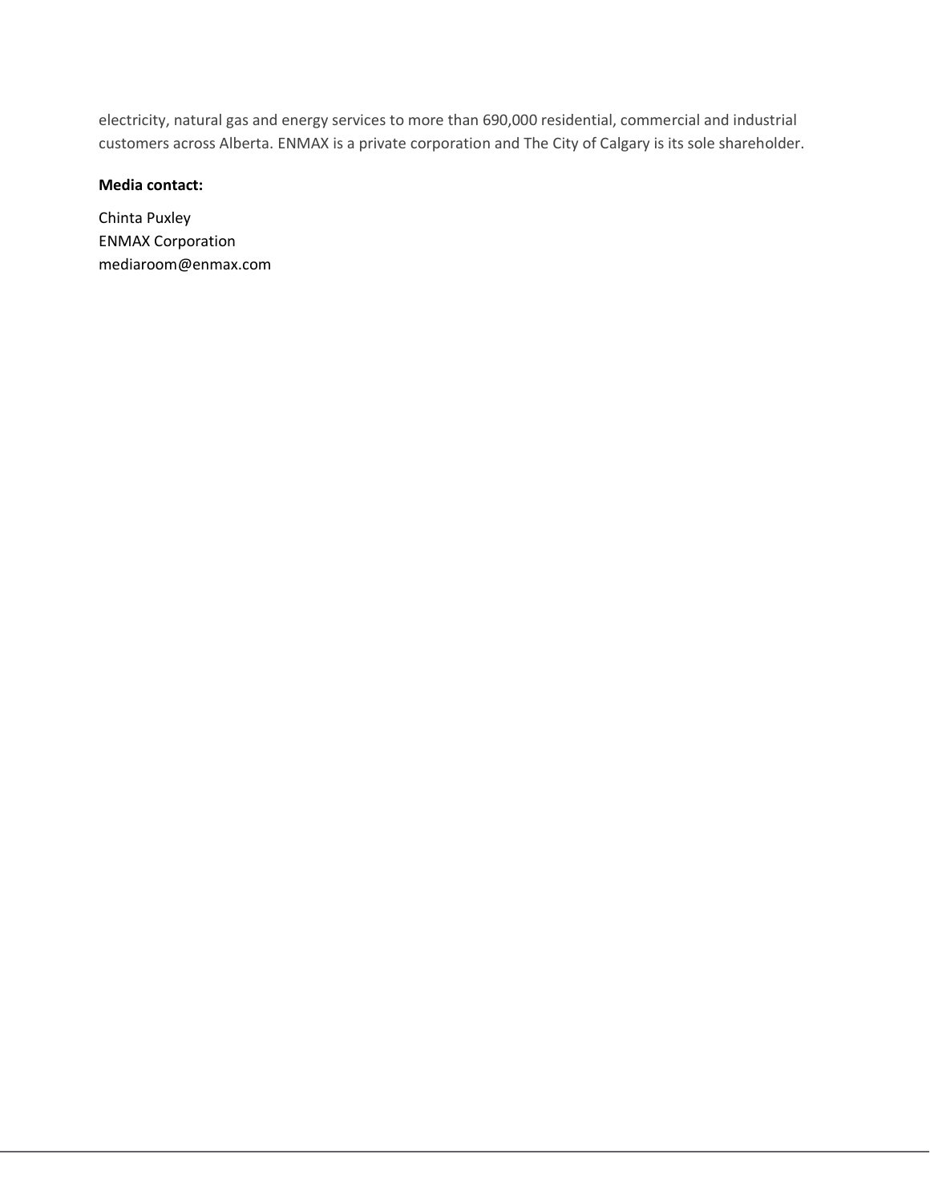electricity, natural gas and energy services to more than 690,000 residential, commercial and industrial customers across Alberta. ENMAX is a private corporation and The City of Calgary is its sole shareholder.

**Media contact:**

Chinta Puxley
ENMAX Corporation
mediaroom@enmax.com